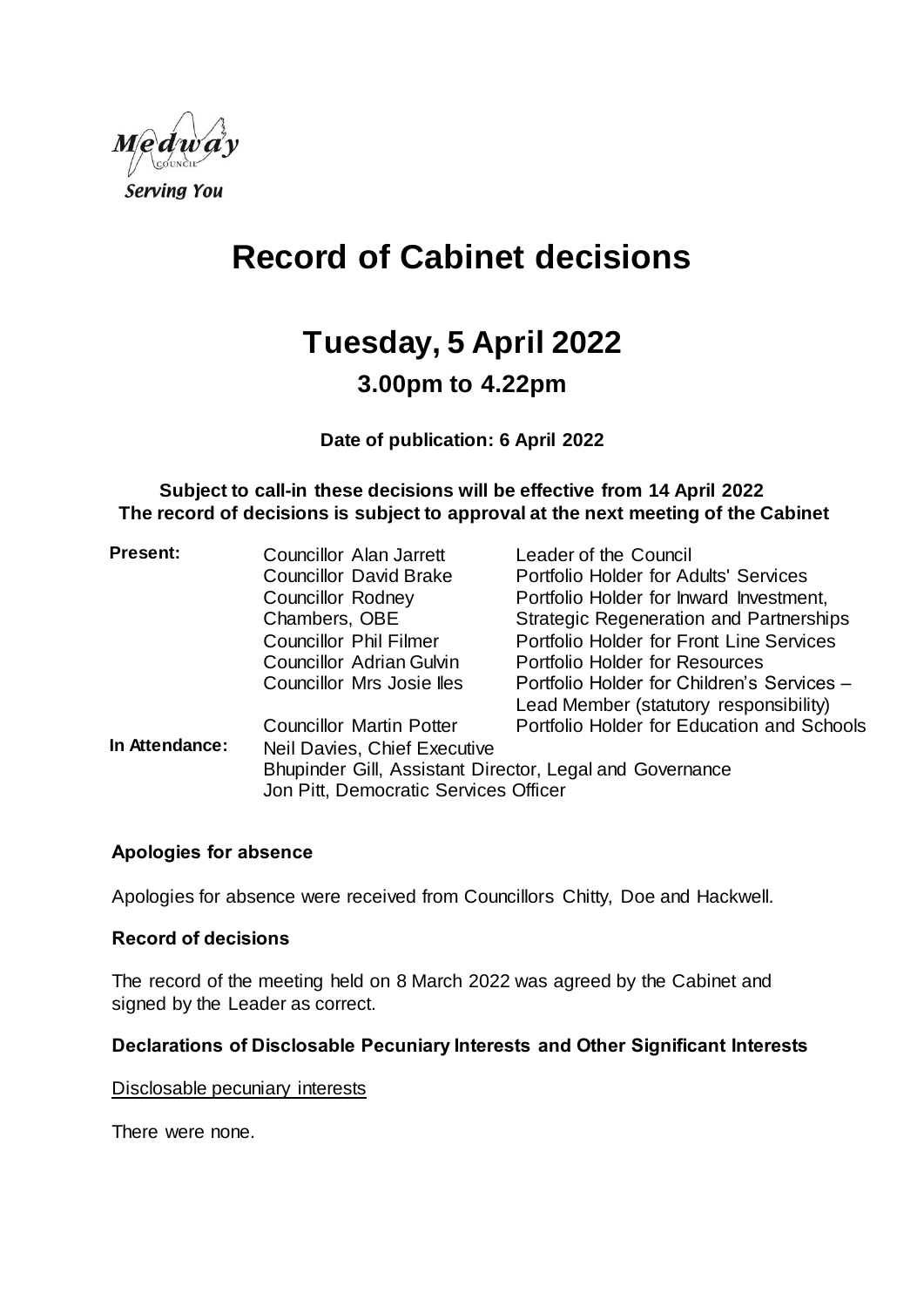# Record of Cabinet decisions

## Tuesday, 5 April 2022

### 3.00pm to 4.22pm

**Date of publication: 6 April 2022**

**Subject to call-in these decisions will be effective from 14 April 2022**
**The record of decisions is subject to approval at the next meeting of the Cabinet**

| | | |
|---|---|---|
| **Present:** | Councillor Alan Jarrett | Leader of the Council |
| | Councillor David Brake | Portfolio Holder for Adults' Services |
| | Councillor Rodney Chambers, OBE | Portfolio Holder for Inward Investment, Strategic Regeneration and Partnerships |
| | Councillor Phil Filmer | Portfolio Holder for Front Line Services |
| | Councillor Adrian Gulvin | Portfolio Holder for Resources |
| | Councillor Mrs Josie Iles | Portfolio Holder for Children's Services – Lead Member (statutory responsibility) |
| | Councillor Martin Potter | Portfolio Holder for Education and Schools |
| **In Attendance:** | Neil Davies, Chief Executive | |
| | Bhupinder Gill, Assistant Director, Legal and Governance | |
| | Jon Pitt, Democratic Services Officer | |

### Apologies for absence

Apologies for absence were received from Councillors Chitty, Doe and Hackwell.

### Record of decisions

The record of the meeting held on 8 March 2022 was agreed by the Cabinet and signed by the Leader as correct.

### Declarations of Disclosable Pecuniary Interests and Other Significant Interests

Disclosable pecuniary interests

There were none.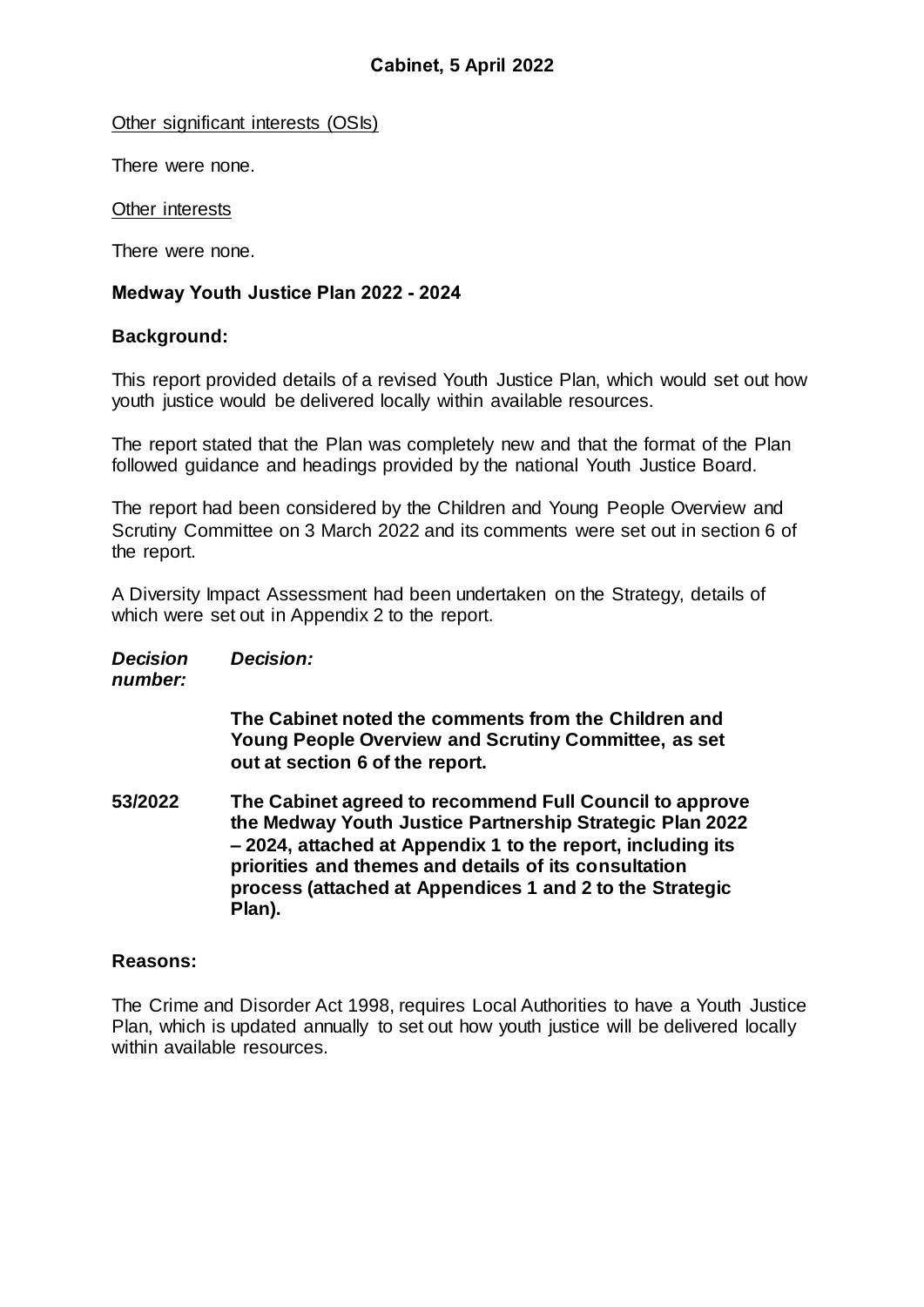Other significant interests (OSIs)

There were none.

Other interests

There were none.

**Medway Youth Justice Plan 2022 - 2024**

**Background:**

This report provided details of a revised Youth Justice Plan, which would set out how youth justice would be delivered locally within available resources.

The report stated that the Plan was completely new and that the format of the Plan followed guidance and headings provided by the national Youth Justice Board.

The report had been considered by the Children and Young People Overview and Scrutiny Committee on 3 March 2022 and its comments were set out in section 6 of the report.

A Diversity Impact Assessment had been undertaken on the Strategy, details of which were set out in Appendix 2 to the report.

| ***Decision number:*** | ***Decision:*** |
|---|---|
| | **The Cabinet noted the comments from the Children and Young People Overview and Scrutiny Committee, as set out at section 6 of the report.** |
| **53/2022** | **The Cabinet agreed to recommend Full Council to approve the Medway Youth Justice Partnership Strategic Plan 2022 – 2024, attached at Appendix 1 to the report, including its priorities and themes and details of its consultation process (attached at Appendices 1 and 2 to the Strategic Plan).** |

**Reasons:**

The Crime and Disorder Act 1998, requires Local Authorities to have a Youth Justice Plan, which is updated annually to set out how youth justice will be delivered locally within available resources.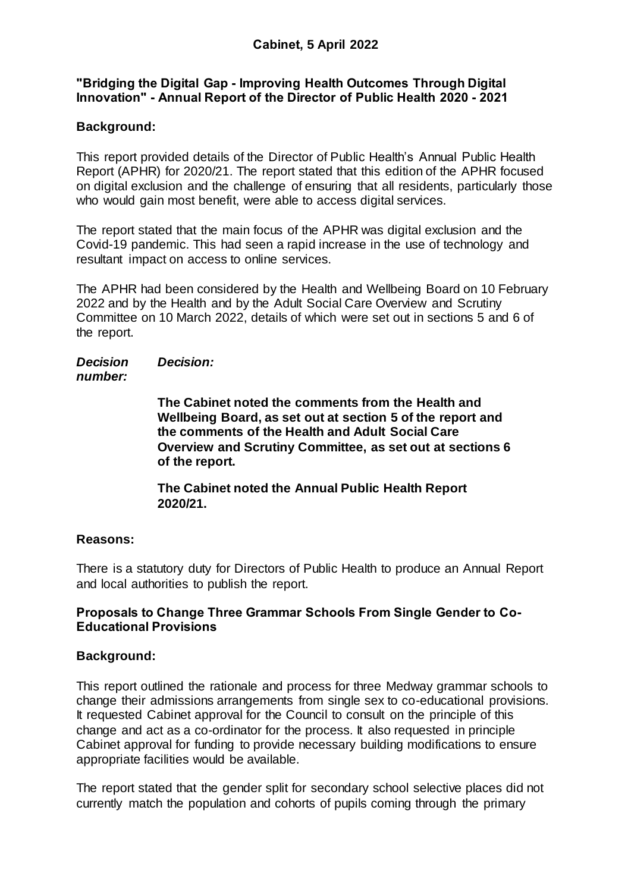## Cabinet, 5 April 2022

**"Bridging the Digital Gap - Improving Health Outcomes Through Digital Innovation" - Annual Report of the Director of Public Health 2020 - 2021**

**Background:**

This report provided details of the Director of Public Health's Annual Public Health Report (APHR) for 2020/21. The report stated that this edition of the APHR focused on digital exclusion and the challenge of ensuring that all residents, particularly those who would gain most benefit, were able to access digital services.

The report stated that the main focus of the APHR was digital exclusion and the Covid-19 pandemic. This had seen a rapid increase in the use of technology and resultant impact on access to online services.

The APHR had been considered by the Health and Wellbeing Board on 10 February 2022 and by the Health and by the Adult Social Care Overview and Scrutiny Committee on 10 March 2022, details of which were set out in sections 5 and 6 of the report.

***Decision number:*** ***Decision:***

**The Cabinet noted the comments from the Health and Wellbeing Board, as set out at section 5 of the report and the comments of the Health and Adult Social Care Overview and Scrutiny Committee, as set out at sections 6 of the report.**

**The Cabinet noted the Annual Public Health Report 2020/21.**

**Reasons:**

There is a statutory duty for Directors of Public Health to produce an Annual Report and local authorities to publish the report.

**Proposals to Change Three Grammar Schools From Single Gender to Co-Educational Provisions**

**Background:**

This report outlined the rationale and process for three Medway grammar schools to change their admissions arrangements from single sex to co-educational provisions. It requested Cabinet approval for the Council to consult on the principle of this change and act as a co-ordinator for the process. It also requested in principle Cabinet approval for funding to provide necessary building modifications to ensure appropriate facilities would be available.

The report stated that the gender split for secondary school selective places did not currently match the population and cohorts of pupils coming through the primary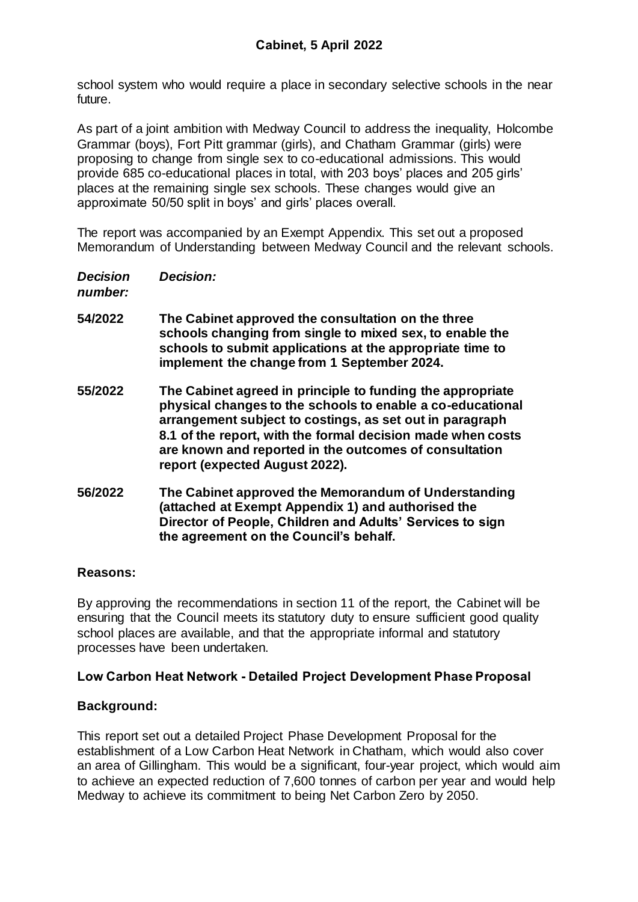school system who would require a place in secondary selective schools in the near future.

As part of a joint ambition with Medway Council to address the inequality, Holcombe Grammar (boys), Fort Pitt grammar (girls), and Chatham Grammar (girls) were proposing to change from single sex to co-educational admissions. This would provide 685 co-educational places in total, with 203 boys' places and 205 girls' places at the remaining single sex schools. These changes would give an approximate 50/50 split in boys' and girls' places overall.

The report was accompanied by an Exempt Appendix. This set out a proposed Memorandum of Understanding between Medway Council and the relevant schools.

| *Decision number:* | *Decision:* |
|---|---|
| **54/2022** | **The Cabinet approved the consultation on the three schools changing from single to mixed sex, to enable the schools to submit applications at the appropriate time to implement the change from 1 September 2024.** |
| **55/2022** | **The Cabinet agreed in principle to funding the appropriate physical changes to the schools to enable a co-educational arrangement subject to costings, as set out in paragraph 8.1 of the report, with the formal decision made when costs are known and reported in the outcomes of consultation report (expected August 2022).** |
| **56/2022** | **The Cabinet approved the Memorandum of Understanding (attached at Exempt Appendix 1) and authorised the Director of People, Children and Adults' Services to sign the agreement on the Council's behalf.** |

**Reasons:**

By approving the recommendations in section 11 of the report, the Cabinet will be ensuring that the Council meets its statutory duty to ensure sufficient good quality school places are available, and that the appropriate informal and statutory processes have been undertaken.

**Low Carbon Heat Network - Detailed Project Development Phase Proposal**

**Background:**

This report set out a detailed Project Phase Development Proposal for the establishment of a Low Carbon Heat Network in Chatham, which would also cover an area of Gillingham. This would be a significant, four-year project, which would aim to achieve an expected reduction of 7,600 tonnes of carbon per year and would help Medway to achieve its commitment to being Net Carbon Zero by 2050.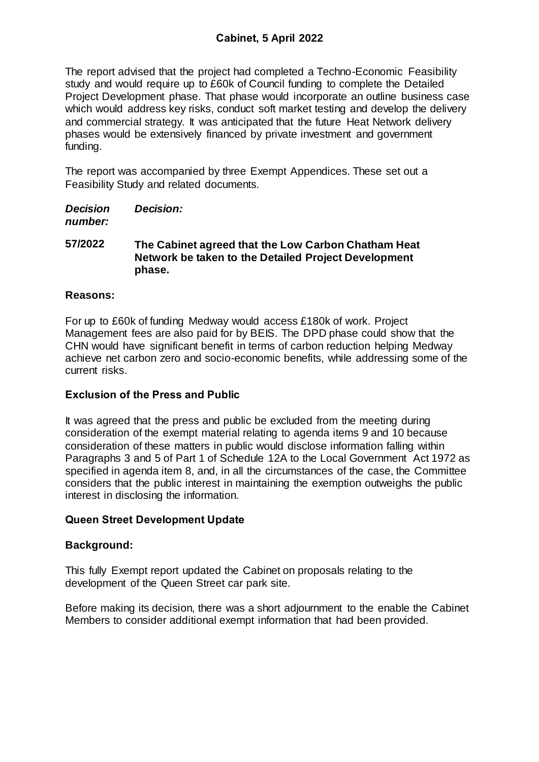The report advised that the project had completed a Techno-Economic Feasibility study and would require up to £60k of Council funding to complete the Detailed Project Development phase. That phase would incorporate an outline business case which would address key risks, conduct soft market testing and develop the delivery and commercial strategy. It was anticipated that the future Heat Network delivery phases would be extensively financed by private investment and government funding.

The report was accompanied by three Exempt Appendices. These set out a Feasibility Study and related documents.

| *Decision number:* | *Decision:* |
|---|---|
| **57/2022** | **The Cabinet agreed that the Low Carbon Chatham Heat Network be taken to the Detailed Project Development phase.** |

**Reasons:**

For up to £60k of funding Medway would access £180k of work. Project Management fees are also paid for by BEIS. The DPD phase could show that the CHN would have significant benefit in terms of carbon reduction helping Medway achieve net carbon zero and socio-economic benefits, while addressing some of the current risks.

**Exclusion of the Press and Public**

It was agreed that the press and public be excluded from the meeting during consideration of the exempt material relating to agenda items 9 and 10 because consideration of these matters in public would disclose information falling within Paragraphs 3 and 5 of Part 1 of Schedule 12A to the Local Government Act 1972 as specified in agenda item 8, and, in all the circumstances of the case, the Committee considers that the public interest in maintaining the exemption outweighs the public interest in disclosing the information.

**Queen Street Development Update**

**Background:**

This fully Exempt report updated the Cabinet on proposals relating to the development of the Queen Street car park site.

Before making its decision, there was a short adjournment to the enable the Cabinet Members to consider additional exempt information that had been provided.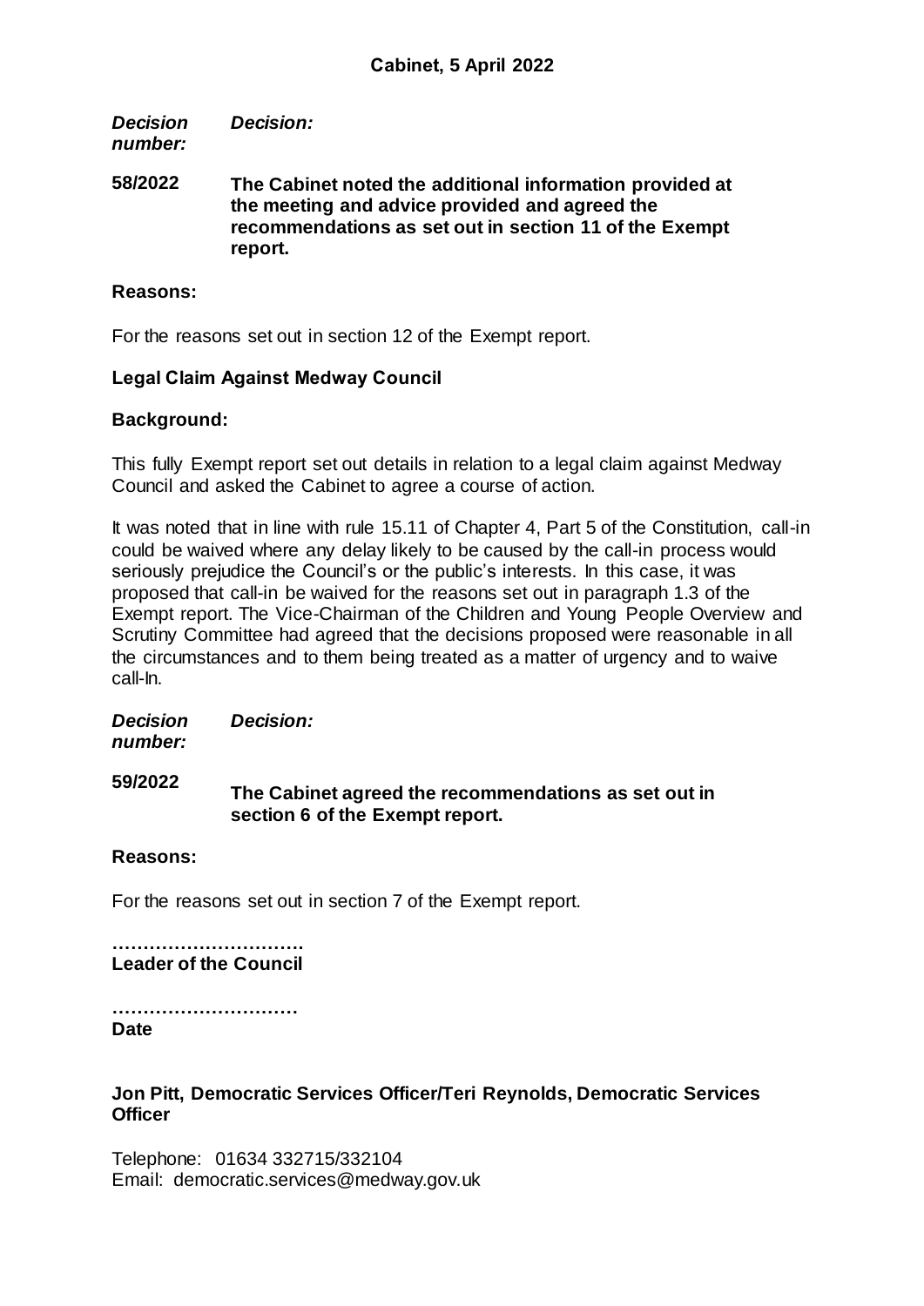## Cabinet, 5 April 2022

| *Decision number:* | *Decision:* |
|---|---|
| **58/2022** | **The Cabinet noted the additional information provided at the meeting and advice provided and agreed the recommendations as set out in section 11 of the Exempt report.** |

**Reasons:**

For the reasons set out in section 12 of the Exempt report.

**Legal Claim Against Medway Council**

**Background:**

This fully Exempt report set out details in relation to a legal claim against Medway Council and asked the Cabinet to agree a course of action.

It was noted that in line with rule 15.11 of Chapter 4, Part 5 of the Constitution, call-in could be waived where any delay likely to be caused by the call-in process would seriously prejudice the Council's or the public's interests. In this case, it was proposed that call-in be waived for the reasons set out in paragraph 1.3 of the Exempt report. The Vice-Chairman of the Children and Young People Overview and Scrutiny Committee had agreed that the decisions proposed were reasonable in all the circumstances and to them being treated as a matter of urgency and to waive call-In.

| *Decision number:* | *Decision:* |
|---|---|
| **59/2022** | **The Cabinet agreed the recommendations as set out in section 6 of the Exempt report.** |

**Reasons:**

For the reasons set out in section 7 of the Exempt report.

**…………………………**
**Leader of the Council**

**…………………………**
**Date**

**Jon Pitt, Democratic Services Officer/Teri Reynolds, Democratic Services Officer**

Telephone: 01634 332715/332104
Email: democratic.services@medway.gov.uk